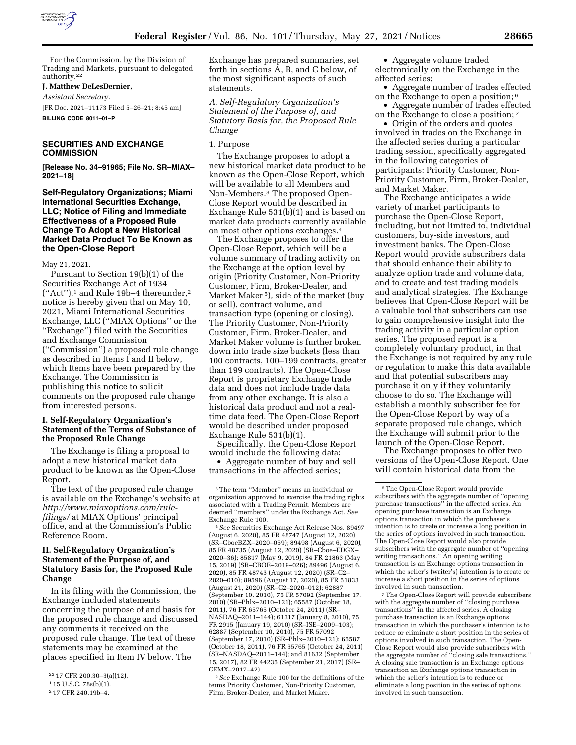For the Commission, by the Division of Trading and Markets, pursuant to delegated authority.[22]

**J. Matthew DeLesDernier,**

*Assistant Secretary.*

[FR Doc. 2021–11173 Filed 5–26–21; 8:45 am]

**BILLING CODE 8011–01–P**

## SECURITIES AND EXCHANGE COMMISSION

**[Release No. 34–91965; File No. SR–MIAX–2021–18]**

## Self-Regulatory Organizations; Miami International Securities Exchange, LLC; Notice of Filing and Immediate Effectiveness of a Proposed Rule Change To Adopt a New Historical Market Data Product To Be Known as the Open-Close Report

May 21, 2021.

Pursuant to Section 19(b)(1) of the Securities Exchange Act of 1934 (''Act''),[1] and Rule 19b–4 thereunder,[2] notice is hereby given that on May 10, 2021, Miami International Securities Exchange, LLC (''MIAX Options'' or the ''Exchange'') filed with the Securities and Exchange Commission (''Commission'') a proposed rule change as described in Items I and II below, which Items have been prepared by the Exchange. The Commission is publishing this notice to solicit comments on the proposed rule change from interested persons.

### I. Self-Regulatory Organization's Statement of the Terms of Substance of the Proposed Rule Change

The Exchange is filing a proposal to adopt a new historical market data product to be known as the Open-Close Report.

The text of the proposed rule change is available on the Exchange's website at *http://www.miaxoptions.com/rule-filings/* at MIAX Options' principal office, and at the Commission's Public Reference Room.

### II. Self-Regulatory Organization's Statement of the Purpose of, and Statutory Basis for, the Proposed Rule Change

In its filing with the Commission, the Exchange included statements concerning the purpose of and basis for the proposed rule change and discussed any comments it received on the proposed rule change. The text of these statements may be examined at the places specified in Item IV below. The Exchange has prepared summaries, set forth in sections A, B, and C below, of the most significant aspects of such statements.

*A. Self-Regulatory Organization's Statement of the Purpose of, and Statutory Basis for, the Proposed Rule Change*

1. Purpose

The Exchange proposes to adopt a new historical market data product to be known as the Open-Close Report, which will be available to all Members and Non-Members.[3] The proposed Open-Close Report would be described in Exchange Rule 531(b)(1) and is based on market data products currently available on most other options exchanges.[4]

The Exchange proposes to offer the Open-Close Report, which will be a volume summary of trading activity on the Exchange at the option level by origin (Priority Customer, Non-Priority Customer, Firm, Broker-Dealer, and Market Maker [5]), side of the market (buy or sell), contract volume, and transaction type (opening or closing). The Priority Customer, Non-Priority Customer, Firm, Broker-Dealer, and Market Maker volume is further broken down into trade size buckets (less than 100 contracts, 100–199 contracts, greater than 199 contracts). The Open-Close Report is proprietary Exchange trade data and does not include trade data from any other exchange. It is also a historical data product and not a real-time data feed. The Open-Close Report would be described under proposed Exchange Rule 531(b)(1).

Specifically, the Open-Close Report would include the following data:

- Aggregate number of buy and sell transactions in the affected series;
- Aggregate volume traded electronically on the Exchange in the affected series;
- Aggregate number of trades effected on the Exchange to open a position;[6]
- Aggregate number of trades effected on the Exchange to close a position;[7]
- Origin of the orders and quotes involved in trades on the Exchange in the affected series during a particular trading session, specifically aggregated in the following categories of participants: Priority Customer, Non-Priority Customer, Firm, Broker-Dealer, and Market Maker.

The Exchange anticipates a wide variety of market participants to purchase the Open-Close Report, including, but not limited to, individual customers, buy-side investors, and investment banks. The Open-Close Report would provide subscribers data that should enhance their ability to analyze option trade and volume data, and to create and test trading models and analytical strategies. The Exchange believes that Open-Close Report will be a valuable tool that subscribers can use to gain comprehensive insight into the trading activity in a particular option series. The proposed report is a completely voluntary product, in that the Exchange is not required by any rule or regulation to make this data available and that potential subscribers may purchase it only if they voluntarily choose to do so. The Exchange will establish a monthly subscriber fee for the Open-Close Report by way of a separate proposed rule change, which the Exchange will submit prior to the launch of the Open-Close Report.

The Exchange proposes to offer two versions of the Open-Close Report. One will contain historical data from the

---

[22] 17 CFR 200.30–3(a)(12).

[1] 15 U.S.C. 78s(b)(1).

[2] 17 CFR 240.19b–4.

[3] The term ''Member'' means an individual or organization approved to exercise the trading rights associated with a Trading Permit. Members are deemed ''members'' under the Exchange Act. *See* Exchange Rule 100.

[4] *See* Securities Exchange Act Release Nos. 89497 (August 6, 2020), 85 FR 48747 (August 12, 2020) (SR–CboeBZX–2020–059); 89498 (August 6, 2020), 85 FR 48735 (August 12, 2020) (SR–Cboe–EDGX–2020–36); 85817 (May 9, 2019), 84 FR 21863 (May 15, 2019) (SR–CBOE–2019–026); 89496 (August 6, 2020), 85 FR 48743 (August 12, 2020) (SR–C2–2020–010); 89596 (August 17, 2020), 85 FR 51833 (August 21, 2020) (SR–C2–2020–012); 62887 (September 10, 2010), 75 FR 57092 (September 17, 2010) (SR–Phlx–2010–121); 65587 (October 18, 2011), 76 FR 65765 (October 24, 2011) (SR–NASDAQ–2011–144); 61317 (January 8, 2010), 75 FR 2915 (January 19, 2010) (SR–ISE–2009–103); 62887 (September 10, 2010), 75 FR 57092 (September 17, 2010) (SR–Phlx–2010–121); 65587 (October 18, 2011), 76 FR 65765 (October 24, 2011) (SR–NASDAQ–2011–144); and 81632 (September 15, 2017), 82 FR 44235 (September 21, 2017) (SR–GEMX–2017–42).

[5] *See* Exchange Rule 100 for the definitions of the terms Priority Customer, Non-Priority Customer, Firm, Broker-Dealer, and Market Maker.

[6] The Open-Close Report would provide subscribers with the aggregate number of ''opening purchase transactions'' in the affected series. An opening purchase transaction is an Exchange options transaction in which the purchaser's intention is to create or increase a long position in the series of options involved in such transaction. The Open-Close Report would also provide subscribers with the aggregate number of ''opening writing transactions.'' An opening writing transaction is an Exchange options transaction in which the seller's (writer's) intention is to create or increase a short position in the series of options involved in such transaction.

[7] The Open-Close Report will provide subscribers with the aggregate number of ''closing purchase transactions'' in the affected series. A closing purchase transaction is an Exchange options transaction in which the purchaser's intention is to reduce or eliminate a short position in the series of options involved in such transaction. The Open-Close Report would also provide subscribers with the aggregate number of ''closing sale transactions.'' A closing sale transaction is an Exchange options transaction an Exchange options transaction in which the seller's intention is to reduce or eliminate a long position in the series of options involved in such transaction.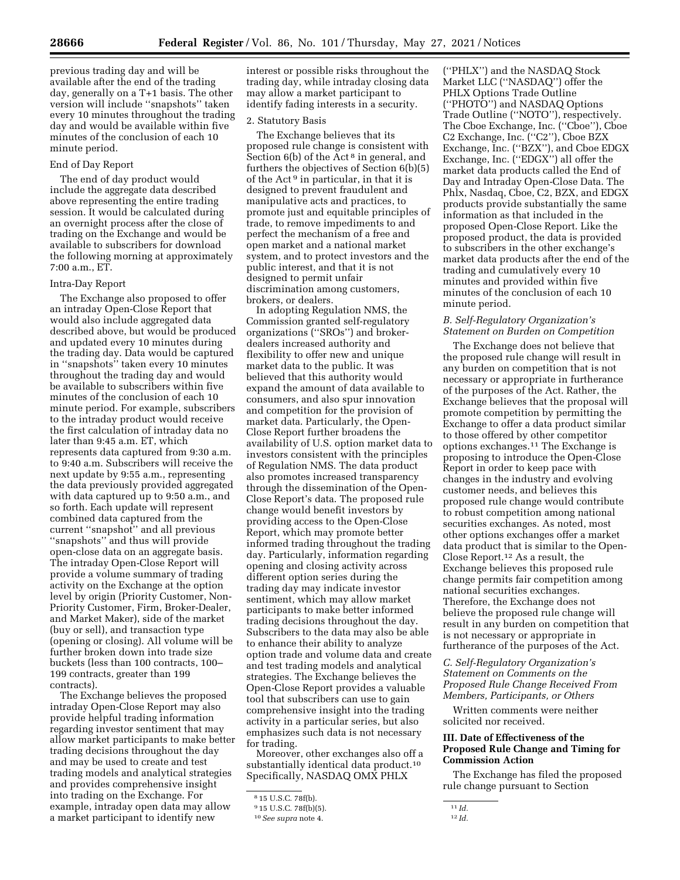previous trading day and will be available after the end of the trading day, generally on a T+1 basis. The other version will include ''snapshots'' taken every 10 minutes throughout the trading day and would be available within five minutes of the conclusion of each 10 minute period.

End of Day Report

The end of day product would include the aggregate data described above representing the entire trading session. It would be calculated during an overnight process after the close of trading on the Exchange and would be available to subscribers for download the following morning at approximately 7:00 a.m., ET.

Intra-Day Report

The Exchange also proposed to offer an intraday Open-Close Report that would also include aggregated data described above, but would be produced and updated every 10 minutes during the trading day. Data would be captured in ''snapshots'' taken every 10 minutes throughout the trading day and would be available to subscribers within five minutes of the conclusion of each 10 minute period. For example, subscribers to the intraday product would receive the first calculation of intraday data no later than 9:45 a.m. ET, which represents data captured from 9:30 a.m. to 9:40 a.m. Subscribers will receive the next update by 9:55 a.m., representing the data previously provided aggregated with data captured up to 9:50 a.m., and so forth. Each update will represent combined data captured from the current ''snapshot'' and all previous ''snapshots'' and thus will provide open-close data on an aggregate basis. The intraday Open-Close Report will provide a volume summary of trading activity on the Exchange at the option level by origin (Priority Customer, Non-Priority Customer, Firm, Broker-Dealer, and Market Maker), side of the market (buy or sell), and transaction type (opening or closing). All volume will be further broken down into trade size buckets (less than 100 contracts, 100–199 contracts, greater than 199 contracts).

The Exchange believes the proposed intraday Open-Close Report may also provide helpful trading information regarding investor sentiment that may allow market participants to make better trading decisions throughout the day and may be used to create and test trading models and analytical strategies and provides comprehensive insight into trading on the Exchange. For example, intraday open data may allow a market participant to identify new interest or possible risks throughout the trading day, while intraday closing data may allow a market participant to identify fading interests in a security.

2. Statutory Basis

The Exchange believes that its proposed rule change is consistent with Section 6(b) of the Act [8] in general, and furthers the objectives of Section 6(b)(5) of the Act [9] in particular, in that it is designed to prevent fraudulent and manipulative acts and practices, to promote just and equitable principles of trade, to remove impediments to and perfect the mechanism of a free and open market and a national market system, and to protect investors and the public interest, and that it is not designed to permit unfair discrimination among customers, brokers, or dealers.

In adopting Regulation NMS, the Commission granted self-regulatory organizations (''SROs'') and broker-dealers increased authority and flexibility to offer new and unique market data to the public. It was believed that this authority would expand the amount of data available to consumers, and also spur innovation and competition for the provision of market data. Particularly, the Open-Close Report further broadens the availability of U.S. option market data to investors consistent with the principles of Regulation NMS. The data product also promotes increased transparency through the dissemination of the Open-Close Report's data. The proposed rule change would benefit investors by providing access to the Open-Close Report, which may promote better informed trading throughout the trading day. Particularly, information regarding opening and closing activity across different option series during the trading day may indicate investor sentiment, which may allow market participants to make better informed trading decisions throughout the day. Subscribers to the data may also be able to enhance their ability to analyze option trade and volume data and create and test trading models and analytical strategies. The Exchange believes the Open-Close Report provides a valuable tool that subscribers can use to gain comprehensive insight into the trading activity in a particular series, but also emphasizes such data is not necessary for trading.

Moreover, other exchanges also off a substantially identical data product.[10] Specifically, NASDAQ OMX PHLX (''PHLX'') and the NASDAQ Stock Market LLC (''NASDAQ'') offer the PHLX Options Trade Outline (''PHOTO'') and NASDAQ Options Trade Outline (''NOTO''), respectively. The Cboe Exchange, Inc. (''Cboe''), Cboe C2 Exchange, Inc. (''C2''), Cboe BZX Exchange, Inc. (''BZX''), and Cboe EDGX Exchange, Inc. (''EDGX'') all offer the market data products called the End of Day and Intraday Open-Close Data. The Phlx, Nasdaq, Cboe, C2, BZX, and EDGX products provide substantially the same information as that included in the proposed Open-Close Report. Like the proposed product, the data is provided to subscribers in the other exchange's market data products after the end of the trading and cumulatively every 10 minutes and provided within five minutes of the conclusion of each 10 minute period.

### *B. Self-Regulatory Organization's Statement on Burden on Competition*

The Exchange does not believe that the proposed rule change will result in any burden on competition that is not necessary or appropriate in furtherance of the purposes of the Act. Rather, the Exchange believes that the proposal will promote competition by permitting the Exchange to offer a data product similar to those offered by other competitor options exchanges.[11] The Exchange is proposing to introduce the Open-Close Report in order to keep pace with changes in the industry and evolving customer needs, and believes this proposed rule change would contribute to robust competition among national securities exchanges. As noted, most other options exchanges offer a market data product that is similar to the Open-Close Report.[12] As a result, the Exchange believes this proposed rule change permits fair competition among national securities exchanges. Therefore, the Exchange does not believe the proposed rule change will result in any burden on competition that is not necessary or appropriate in furtherance of the purposes of the Act.

### *C. Self-Regulatory Organization's Statement on Comments on the Proposed Rule Change Received From Members, Participants, or Others*

Written comments were neither solicited nor received.

## III. Date of Effectiveness of the Proposed Rule Change and Timing for Commission Action

The Exchange has filed the proposed rule change pursuant to Section

[8] 15 U.S.C. 78f(b).

[9] 15 U.S.C. 78f(b)(5).

[10] *See supra* note 4.

[11] *Id.*

[12] *Id.*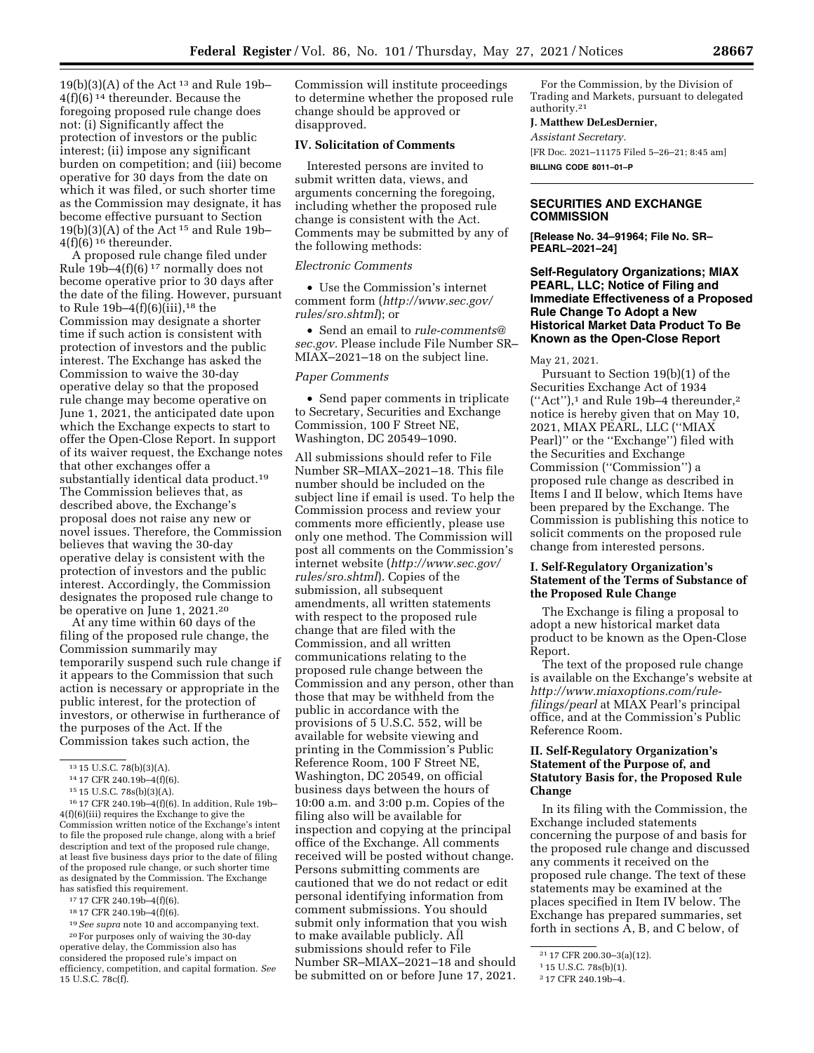19(b)(3)(A) of the Act [13] and Rule 19b–4(f)(6) [14] thereunder. Because the foregoing proposed rule change does not: (i) Significantly affect the protection of investors or the public interest; (ii) impose any significant burden on competition; and (iii) become operative for 30 days from the date on which it was filed, or such shorter time as the Commission may designate, it has become effective pursuant to Section 19(b)(3)(A) of the Act [15] and Rule 19b–4(f)(6) [16] thereunder.

A proposed rule change filed under Rule 19b–4(f)(6) [17] normally does not become operative prior to 30 days after the date of the filing. However, pursuant to Rule 19b–4(f)(6)(iii),[18] the Commission may designate a shorter time if such action is consistent with protection of investors and the public interest. The Exchange has asked the Commission to waive the 30-day operative delay so that the proposed rule change may become operative on June 1, 2021, the anticipated date upon which the Exchange expects to start to offer the Open-Close Report. In support of its waiver request, the Exchange notes that other exchanges offer a substantially identical data product.[19] The Commission believes that, as described above, the Exchange's proposal does not raise any new or novel issues. Therefore, the Commission believes that waving the 30-day operative delay is consistent with the protection of investors and the public interest. Accordingly, the Commission designates the proposed rule change to be operative on June 1, 2021.[20]

At any time within 60 days of the filing of the proposed rule change, the Commission summarily may temporarily suspend such rule change if it appears to the Commission that such action is necessary or appropriate in the public interest, for the protection of investors, or otherwise in furtherance of the purposes of the Act. If the Commission takes such action, the Commission will institute proceedings to determine whether the proposed rule change should be approved or disapproved.

## IV. Solicitation of Comments

Interested persons are invited to submit written data, views, and arguments concerning the foregoing, including whether the proposed rule change is consistent with the Act. Comments may be submitted by any of the following methods:

*Electronic Comments*

- Use the Commission's internet comment form (*http://www.sec.gov/rules/sro.shtml*); or
- Send an email to *rule-comments@sec.gov.* Please include File Number SR–MIAX–2021–18 on the subject line.

*Paper Comments*

- Send paper comments in triplicate to Secretary, Securities and Exchange Commission, 100 F Street NE, Washington, DC 20549–1090.

All submissions should refer to File Number SR–MIAX–2021–18. This file number should be included on the subject line if email is used. To help the Commission process and review your comments more efficiently, please use only one method. The Commission will post all comments on the Commission's internet website (*http://www.sec.gov/rules/sro.shtml*). Copies of the submission, all subsequent amendments, all written statements with respect to the proposed rule change that are filed with the Commission, and all written communications relating to the proposed rule change between the Commission and any person, other than those that may be withheld from the public in accordance with the provisions of 5 U.S.C. 552, will be available for website viewing and printing in the Commission's Public Reference Room, 100 F Street NE, Washington, DC 20549, on official business days between the hours of 10:00 a.m. and 3:00 p.m. Copies of the filing also will be available for inspection and copying at the principal office of the Exchange. All comments received will be posted without change. Persons submitting comments are cautioned that we do not redact or edit personal identifying information from comment submissions. You should submit only information that you wish to make available publicly. All submissions should refer to File Number SR–MIAX–2021–18 and should be submitted on or before June 17, 2021.

For the Commission, by the Division of Trading and Markets, pursuant to delegated authority.[21]

**J. Matthew DeLesDernier,**

*Assistant Secretary.*

[FR Doc. 2021–11175 Filed 5–26–21; 8:45 am]

**BILLING CODE 8011–01–P**

---

13 15 U.S.C. 78(b)(3)(A).

14 17 CFR 240.19b–4(f)(6).

15 15 U.S.C. 78s(b)(3)(A).

16 17 CFR 240.19b–4(f)(6). In addition, Rule 19b–4(f)(6)(iii) requires the Exchange to give the Commission written notice of the Exchange's intent to file the proposed rule change, along with a brief description and text of the proposed rule change, at least five business days prior to the date of filing of the proposed rule change, or such shorter time as designated by the Commission. The Exchange has satisfied this requirement.

17 17 CFR 240.19b–4(f)(6).

18 17 CFR 240.19b–4(f)(6).

19 *See supra* note 10 and accompanying text.

20 For purposes only of waiving the 30-day operative delay, the Commission also has considered the proposed rule's impact on efficiency, competition, and capital formation. *See* 15 U.S.C. 78c(f).

21 17 CFR 200.30–3(a)(12).

---

## SECURITIES AND EXCHANGE COMMISSION

**[Release No. 34–91964; File No. SR–PEARL–2021–24]**

### Self-Regulatory Organizations; MIAX PEARL, LLC; Notice of Filing and Immediate Effectiveness of a Proposed Rule Change To Adopt a New Historical Market Data Product To Be Known as the Open-Close Report

May 21, 2021.

Pursuant to Section 19(b)(1) of the Securities Exchange Act of 1934 ("Act"),[1] and Rule 19b–4 thereunder,[2] notice is hereby given that on May 10, 2021, MIAX PEARL, LLC ("MIAX Pearl") or the "Exchange") filed with the Securities and Exchange Commission ("Commission") a proposed rule change as described in Items I and II below, which Items have been prepared by the Exchange. The Commission is publishing this notice to solicit comments on the proposed rule change from interested persons.

## I. Self-Regulatory Organization's Statement of the Terms of Substance of the Proposed Rule Change

The Exchange is filing a proposal to adopt a new historical market data product to be known as the Open-Close Report.

The text of the proposed rule change is available on the Exchange's website at *http://www.miaxoptions.com/rule-filings/pearl* at MIAX Pearl's principal office, and at the Commission's Public Reference Room.

## II. Self-Regulatory Organization's Statement of the Purpose of, and Statutory Basis for, the Proposed Rule Change

In its filing with the Commission, the Exchange included statements concerning the purpose of and basis for the proposed rule change and discussed any comments it received on the proposed rule change. The text of these statements may be examined at the places specified in Item IV below. The Exchange has prepared summaries, set forth in sections A, B, and C below, of

---

1 15 U.S.C. 78s(b)(1).

2 17 CFR 240.19b–4.